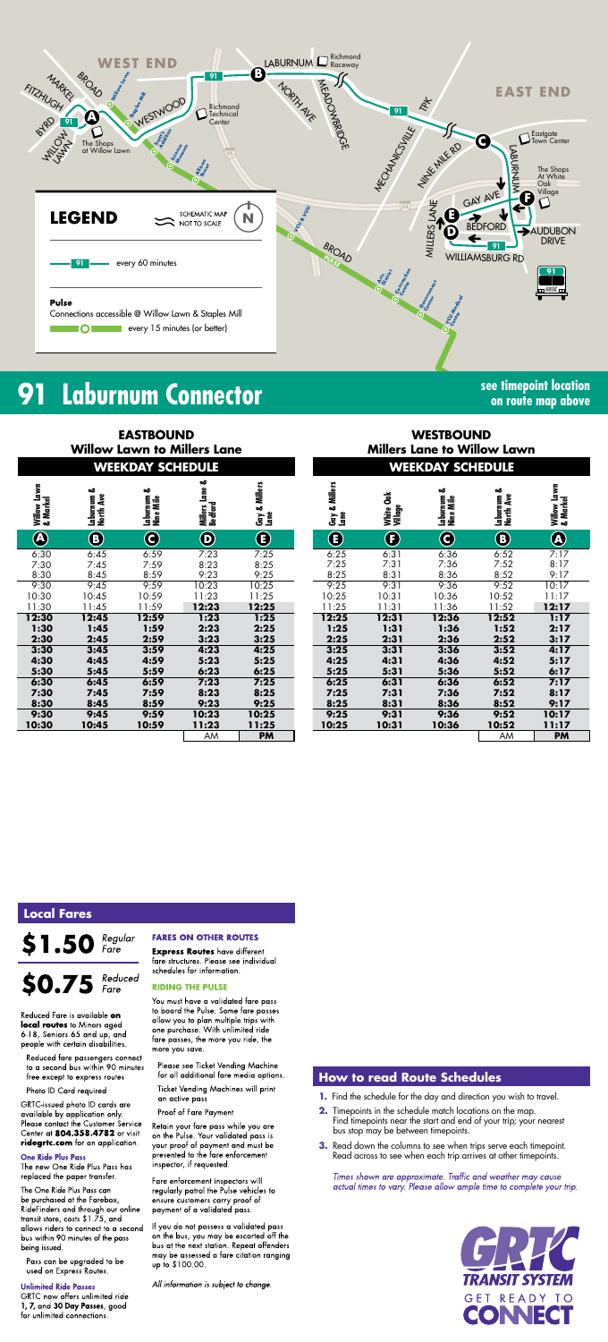WEST END

EAST END

LEGEND

SCHEMATIC MAP NOT TO SCALE

91 — every 60 minutes

**Pulse**
Connections accessible @ Willow Lawn & Staples Mill
every 15 minutes (or better)

# 91 Laburnum Connector

**see timepoint location on route map above**

## EASTBOUND
### Willow Lawn to Millers Lane
#### WEEKDAY SCHEDULE

| Willow Lawn & Markel | Laburnum & North Ave | Laburnum & Nine Mile | Millers Lane & Bedford | Gay & Millers Lane |
|---|---|---|---|---|
| A | B | C | D | E |
| 6:30 | 6:45 | 6:59 | 7:23 | 7:25 |
| 7:30 | 7:45 | 7:59 | 8:23 | 8:25 |
| 8:30 | 8:45 | 8:59 | 9:23 | 9:25 |
| 9:30 | 9:45 | 9:59 | 10:23 | 10:25 |
| 10:30 | 10:45 | 10:59 | 11:23 | 11:25 |
| 11:30 | 11:45 | 11:59 | **12:23** | **12:25** |
| **12:30** | **12:45** | **12:59** | **1:23** | **1:25** |
| **1:30** | **1:45** | **1:59** | **2:23** | **2:25** |
| **2:30** | **2:45** | **2:59** | **3:23** | **3:25** |
| **3:30** | **3:45** | **3:59** | **4:23** | **4:25** |
| **4:30** | **4:45** | **4:59** | **5:23** | **5:25** |
| **5:30** | **5:45** | **5:59** | **6:23** | **6:25** |
| **6:30** | **6:45** | **6:59** | **7:23** | **7:25** |
| **7:30** | **7:45** | **7:59** | **8:23** | **8:25** |
| **8:30** | **8:45** | **8:59** | **9:23** | **9:25** |
| **9:30** | **9:45** | **9:59** | **10:23** | **10:25** |
| **10:30** | **10:45** | **10:59** | **11:23** | **11:25** |
| | | | AM | **PM** |

## WESTBOUND
### Millers Lane to Willow Lawn
#### WEEKDAY SCHEDULE

| Gay & Millers Lane | White Oak Village | Laburnum & Nine Mile | Laburnum & North Ave | Willow Lawn & Markel |
|---|---|---|---|---|
| E | F | C | B | A |
| 6:25 | 6:31 | 6:36 | 6:52 | 7:17 |
| 7:25 | 7:31 | 7:36 | 7:52 | 8:17 |
| 8:25 | 8:31 | 8:36 | 8:52 | 9:17 |
| 9:25 | 9:31 | 9:36 | 9:52 | 10:17 |
| 10:25 | 10:31 | 10:36 | 10:52 | 11:17 |
| 11:25 | 11:31 | 11:36 | 11:52 | **12:17** |
| **12:25** | **12:31** | **12:36** | **12:52** | **1:17** |
| **1:25** | **1:31** | **1:36** | **1:52** | **2:17** |
| **2:25** | **2:31** | **2:36** | **2:52** | **3:17** |
| **3:25** | **3:31** | **3:36** | **3:52** | **4:17** |
| **4:25** | **4:31** | **4:36** | **4:52** | **5:17** |
| **5:25** | **5:31** | **5:36** | **5:52** | **6:17** |
| **6:25** | **6:31** | **6:36** | **6:52** | **7:17** |
| **7:25** | **7:31** | **7:36** | **7:52** | **8:17** |
| **8:25** | **8:31** | **8:36** | **8:52** | **9:17** |
| **9:25** | **9:31** | **9:36** | **9:52** | **10:17** |
| **10:25** | **10:31** | **10:36** | **10:52** | **11:17** |
| | | | AM | **PM** |

## Local Fares

**$1.50** *Regular Fare*

**$0.75** *Reduced Fare*

Reduced Fare is available **on local routes** to Minors aged 6-18, Seniors 65 and up, and people with certain disabilities.

Reduced fare passengers connect to a second bus within 90 minutes free except to express routes

Photo ID Card required

GRTC-issued photo ID cards are available by application only. Please contact the Customer Service Center at **804.358.4782** or visit **ridegrtc.com** for an application.

**One Ride Plus Pass**
The new One Ride Plus Pass has replaced the paper transfer.

The One Ride Plus Pass can be purchased at the Farebox, RideFinders and through our online transit store, costs $1.75, and allows riders to connect to a second bus within 90 minutes of the pass being issued.

Pass can be upgraded to be used on Express Routes.

**Unlimited Ride Passes**
GRTC now offers unlimited ride **1, 7,** and **30 Day Passes**, good for unlimited connections.

**FARES ON OTHER ROUTES**

**Express Routes** have different fare structures. Please see individual schedules for information.

**RIDING THE PULSE**

You must have a validated fare pass to board the Pulse. Some fare passes allow you to plan multiple trips with one purchase. With unlimited ride fare passes, the more you ride, the more you save.

Please see Ticket Vending Machine for all additional fare media options.

Ticket Vending Machines will print an active pass

Proof of Fare Payment

Retain your fare pass while you are on the Pulse. Your validated pass is your proof of payment and must be presented to the fare enforcement inspector, if requested.

Fare enforcement inspectors will regularly patrol the Pulse vehicles to ensure customers carry proof of payment of a validated pass.

If you do not possess a validated pass on the bus, you may be escorted off the bus at the next station. Repeat offenders may be assessed a fare citation ranging up to $100.00.

*All information is subject to change.*

## How to read Route Schedules

1. Find the schedule for the day and direction you wish to travel.
2. Timepoints in the schedule match locations on the map. Find timepoints near the start and end of your trip; your nearest bus stop may be between timepoints.
3. Read down the columns to see when trips serve each timepoint. Read across to see when each trip arrives at other timepoints.

*Times shown are approximate. Traffic and weather may cause actual times to vary. Please allow ample time to complete your trip.*

GRTC TRANSIT SYSTEM
GET READY TO CONNECT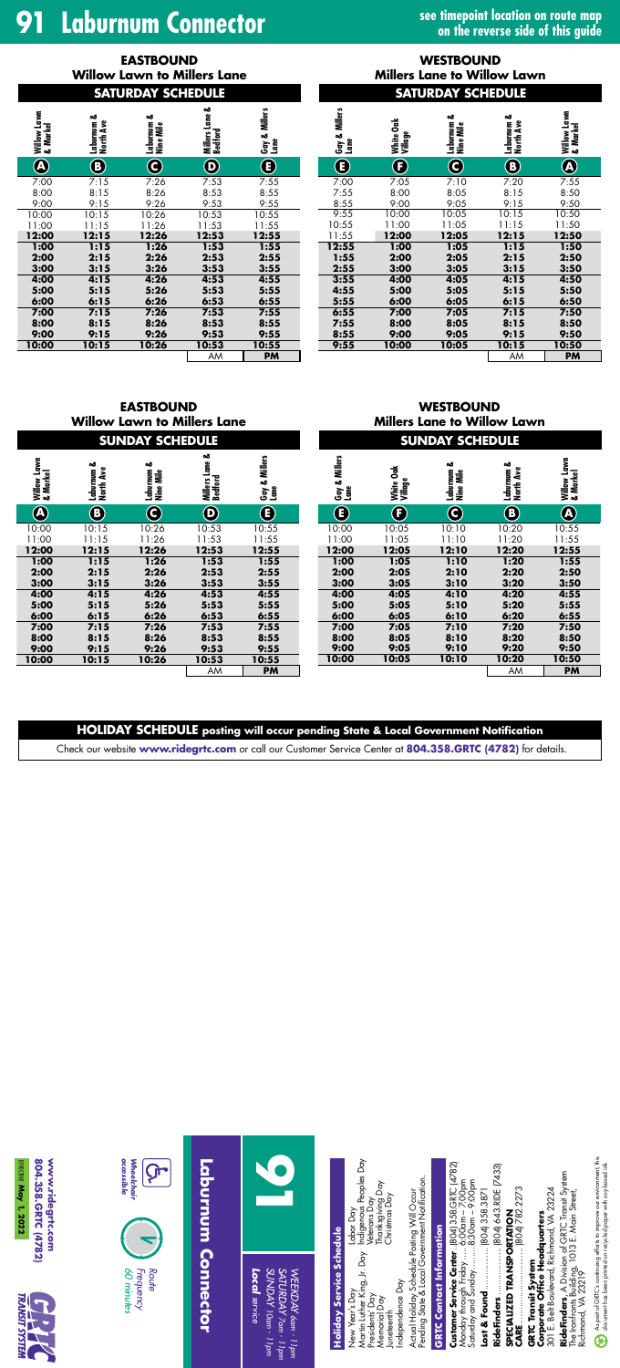# 91 Laburnum Connector

see timepoint location on route map on the reverse side of this guide

## EASTBOUND
### Willow Lawn to Millers Lane
### SATURDAY SCHEDULE

| Willow Lawn & Markel | Laburnum & North Ave | Laburnum & Nine Mile | Millers Lane & Bedford | Gay & Millers Lane |
|---|---|---|---|---|
| A | B | C | D | E |
| 7:00 | 7:15 | 7:26 | 7:53 | 7:55 |
| 8:00 | 8:15 | 8:26 | 8:53 | 8:55 |
| 9:00 | 9:15 | 9:26 | 9:53 | 9:55 |
| 10:00 | 10:15 | 10:26 | 10:53 | 10:55 |
| 11:00 | 11:15 | 11:26 | 11:53 | 11:55 |
| **12:00** | **12:15** | **12:26** | **12:53** | **12:55** |
| **1:00** | **1:15** | **1:26** | **1:53** | **1:55** |
| **2:00** | **2:15** | **2:26** | **2:53** | **2:55** |
| **3:00** | **3:15** | **3:26** | **3:53** | **3:55** |
| **4:00** | **4:15** | **4:26** | **4:53** | **4:55** |
| **5:00** | **5:15** | **5:26** | **5:53** | **5:55** |
| **6:00** | **6:15** | **6:26** | **6:53** | **6:55** |
| **7:00** | **7:15** | **7:26** | **7:53** | **7:55** |
| **8:00** | **8:15** | **8:26** | **8:53** | **8:55** |
| **9:00** | **9:15** | **9:26** | **9:53** | **9:55** |
| **10:00** | **10:15** | **10:26** | **10:53** | **10:55** |
| | | | AM | **PM** |

## WESTBOUND
### Millers Lane to Willow Lawn
### SATURDAY SCHEDULE

| Gay & Millers Lane | White Oak Village | Laburnum & Nine Mile | Laburnum & North Ave | Willow Lawn & Markel |
|---|---|---|---|---|
| E | F | C | B | A |
| 7:00 | 7:05 | 7:10 | 7:20 | 7:55 |
| 7:55 | 8:00 | 8:05 | 8:15 | 8:50 |
| 8:55 | 9:00 | 9:05 | 9:15 | 9:50 |
| 9:55 | 10:00 | 10:05 | 10:15 | 10:50 |
| 10:55 | 11:00 | 11:05 | 11:15 | 11:50 |
| 11:55 | **12:00** | **12:05** | **12:15** | **12:50** |
| **12:55** | **1:00** | **1:05** | **1:15** | **1:50** |
| **1:55** | **2:00** | **2:05** | **2:15** | **2:50** |
| **2:55** | **3:00** | **3:05** | **3:15** | **3:50** |
| **3:55** | **4:00** | **4:05** | **4:15** | **4:50** |
| **4:55** | **5:00** | **5:05** | **5:15** | **5:50** |
| **5:55** | **6:00** | **6:05** | **6:15** | **6:50** |
| **6:55** | **7:00** | **7:05** | **7:15** | **7:50** |
| **7:55** | **8:00** | **8:05** | **8:15** | **8:50** |
| **8:55** | **9:00** | **9:05** | **9:15** | **9:50** |
| **9:55** | **10:00** | **10:05** | **10:15** | **10:50** |
| | | | AM | **PM** |

## EASTBOUND
### Willow Lawn to Millers Lane
### SUNDAY SCHEDULE

| Willow Lawn & Markel | Laburnum & North Ave | Laburnum & Nine Mile | Millers Lane & Bedford | Gay & Millers Lane |
|---|---|---|---|---|
| A | B | C | D | E |
| 10:00 | 10:15 | 10:26 | 10:53 | 10:55 |
| 11:00 | 11:15 | 11:26 | 11:53 | 11:55 |
| **12:00** | **12:15** | **12:26** | **12:53** | **12:55** |
| **1:00** | **1:15** | **1:26** | **1:53** | **1:55** |
| **2:00** | **2:15** | **2:26** | **2:53** | **2:55** |
| **3:00** | **3:15** | **3:26** | **3:53** | **3:55** |
| **4:00** | **4:15** | **4:26** | **4:53** | **4:55** |
| **5:00** | **5:15** | **5:26** | **5:53** | **5:55** |
| **6:00** | **6:15** | **6:26** | **6:53** | **6:55** |
| **7:00** | **7:15** | **7:26** | **7:53** | **7:55** |
| **8:00** | **8:15** | **8:26** | **8:53** | **8:55** |
| **9:00** | **9:15** | **9:26** | **9:53** | **9:55** |
| **10:00** | **10:15** | **10:26** | **10:53** | **10:55** |
| | | | AM | **PM** |

## WESTBOUND
### Millers Lane to Willow Lawn
### SUNDAY SCHEDULE

| Gay & Millers Lane | White Oak Village | Laburnum & Nine Mile | Laburnum & North Ave | Willow Lawn & Markel |
|---|---|---|---|---|
| E | F | C | B | A |
| 10:00 | 10:05 | 10:10 | 10:20 | 10:55 |
| 11:00 | 11:05 | 11:10 | 11:20 | 11:55 |
| **12:00** | **12:05** | **12:10** | **12:20** | **12:55** |
| **1:00** | **1:05** | **1:10** | **1:20** | **1:55** |
| **2:00** | **2:05** | **2:10** | **2:20** | **2:50** |
| **3:00** | **3:05** | **3:10** | **3:20** | **3:50** |
| **4:00** | **4:05** | **4:10** | **4:20** | **4:55** |
| **5:00** | **5:05** | **5:10** | **5:20** | **5:55** |
| **6:00** | **6:05** | **6:10** | **6:20** | **6:55** |
| **7:00** | **7:05** | **7:10** | **7:20** | **7:50** |
| **8:00** | **8:05** | **8:10** | **8:20** | **8:50** |
| **9:00** | **9:05** | **9:10** | **9:20** | **9:50** |
| **10:00** | **10:05** | **10:10** | **10:20** | **10:50** |
| | | | AM | **PM** |

**HOLIDAY SCHEDULE posting will occur pending State & Local Government Notification**

Check our website **www.ridegrtc.com** or call our Customer Service Center at **804.358.GRTC (4782)** for details.

# 91 Laburnum Connector

WEEKDAY 6am - 11pm
SATURDAY 7am - 11pm
SUNDAY 10am - 11pm

*Local service*

Wheelchair accessible

Route Frequency 60 minutes

www.ridegrtc.com
804.358.GRTC (4782)

EFFECTIVE **May 1, 2022**

GRTC TRANSIT SYSTEM

### Holiday Service Schedule

New Year's Day
Martin Luther King, Jr. Day
Presidents' Day
Memorial Day
Juneteenth
Independence Day
Labor Day
Indigenous Peoples Day
Veterans Day
Thanksgiving Day
Christmas Day

Actual Holiday Schedule Posting Will Occur Pending State & Local Government Notification.

### GRTC Contact Information

**Customer Service Center**..(804) 358.GRTC (4782)
Monday through Friday........6:00am – 7:00pm
Saturday and Sunday...........8:30am – 5:00pm

**Lost & Found**..................(804) 358.3871

**RideFinders**..................(804) 643.RIDE (7433)

**SPECIALIZED TRANSPORTATION CARE**..................(804) 782.2273

**GRTC Transit System Corporate Office Headquarters**
301 E. Belt Boulevard, Richmond, VA 23224

**RideFinders**, A Division of GRTC Transit System
The Ironfronts Building, 1013 E. Main Street, Richmond, VA 23219

As part of GRTC's continuing efforts to improve our environment, this document has been printed on recycled paper with soy-based ink.